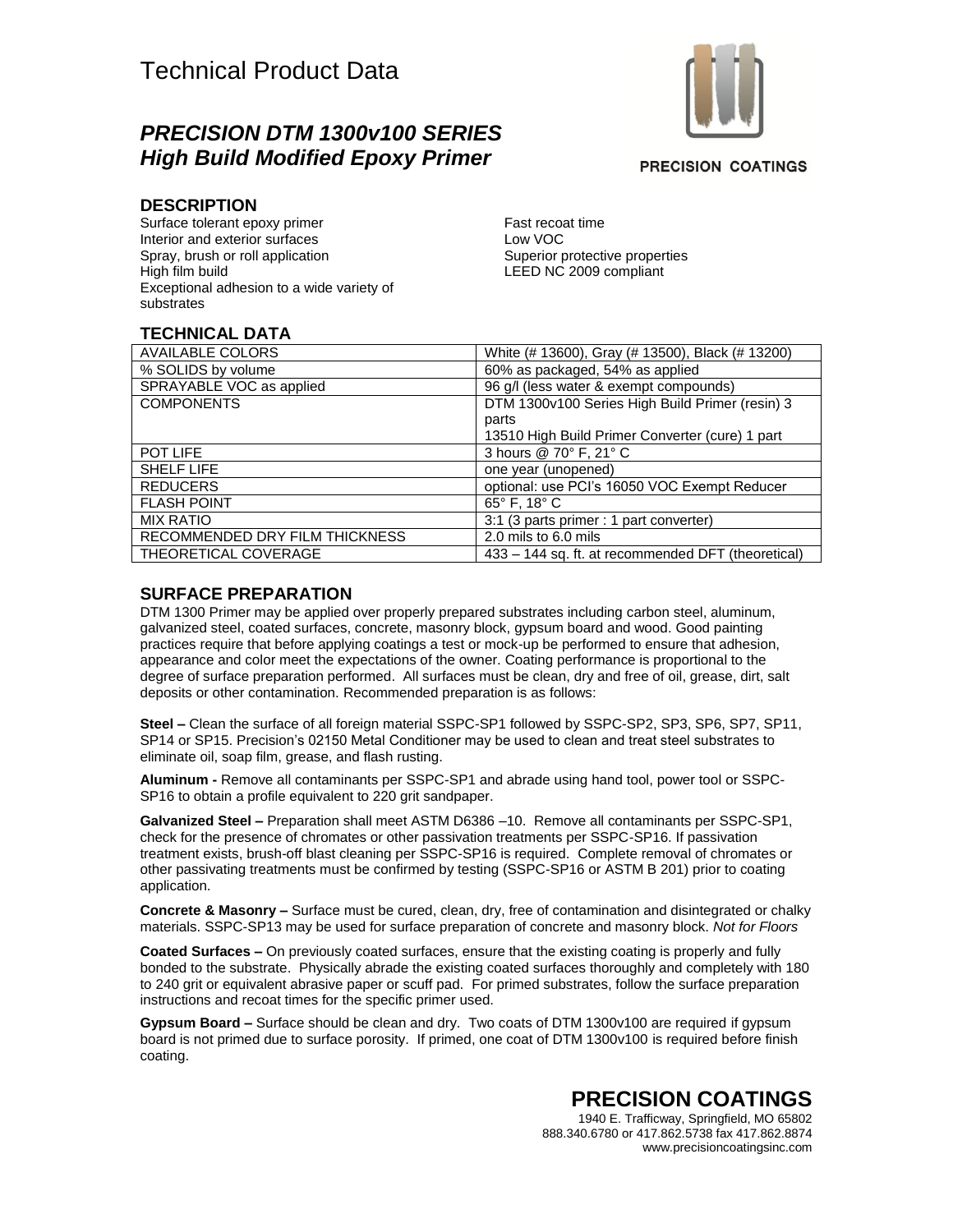# Technical Product Data

## *PRECISION DTM 1300v100 SERIES*
## *High Build Modified Epoxy Primer*

PRECISION COATINGS

### DESCRIPTION

Surface tolerant epoxy primer
Interior and exterior surfaces
Spray, brush or roll application
High film build
Exceptional adhesion to a wide variety of substrates
Fast recoat time
Low VOC
Superior protective properties
LEED NC 2009 compliant

### TECHNICAL DATA

| AVAILABLE COLORS | White (# 13600), Gray (# 13500), Black (# 13200) |
|---|---|
| % SOLIDS by volume | 60% as packaged, 54% as applied |
| SPRAYABLE VOC as applied | 96 g/l (less water & exempt compounds) |
| COMPONENTS | DTM 1300v100 Series High Build Primer (resin) 3 parts<br>13510 High Build Primer Converter (cure) 1 part |
| POT LIFE | 3 hours @ 70° F, 21° C |
| SHELF LIFE | one year (unopened) |
| REDUCERS | optional: use PCI's 16050 VOC Exempt Reducer |
| FLASH POINT | 65° F, 18° C |
| MIX RATIO | 3:1 (3 parts primer : 1 part converter) |
| RECOMMENDED DRY FILM THICKNESS | 2.0 mils to 6.0 mils |
| THEORETICAL COVERAGE | 433 – 144 sq. ft. at recommended DFT (theoretical) |

### SURFACE PREPARATION

DTM 1300 Primer may be applied over properly prepared substrates including carbon steel, aluminum, galvanized steel, coated surfaces, concrete, masonry block, gypsum board and wood. Good painting practices require that before applying coatings a test or mock-up be performed to ensure that adhesion, appearance and color meet the expectations of the owner. Coating performance is proportional to the degree of surface preparation performed. All surfaces must be clean, dry and free of oil, grease, dirt, salt deposits or other contamination. Recommended preparation is as follows:

**Steel –** Clean the surface of all foreign material SSPC-SP1 followed by SSPC-SP2, SP3, SP6, SP7, SP11, SP14 or SP15. Precision's 02150 Metal Conditioner may be used to clean and treat steel substrates to eliminate oil, soap film, grease, and flash rusting.

**Aluminum -** Remove all contaminants per SSPC-SP1 and abrade using hand tool, power tool or SSPC-SP16 to obtain a profile equivalent to 220 grit sandpaper.

**Galvanized Steel –** Preparation shall meet ASTM D6386 –10. Remove all contaminants per SSPC-SP1, check for the presence of chromates or other passivation treatments per SSPC-SP16. If passivation treatment exists, brush-off blast cleaning per SSPC-SP16 is required. Complete removal of chromates or other passivating treatments must be confirmed by testing (SSPC-SP16 or ASTM B 201) prior to coating application.

**Concrete & Masonry –** Surface must be cured, clean, dry, free of contamination and disintegrated or chalky materials. SSPC-SP13 may be used for surface preparation of concrete and masonry block. *Not for Floors*

**Coated Surfaces –** On previously coated surfaces, ensure that the existing coating is properly and fully bonded to the substrate. Physically abrade the existing coated surfaces thoroughly and completely with 180 to 240 grit or equivalent abrasive paper or scuff pad. For primed substrates, follow the surface preparation instructions and recoat times for the specific primer used.

**Gypsum Board –** Surface should be clean and dry. Two coats of DTM 1300v100 are required if gypsum board is not primed due to surface porosity. If primed, one coat of DTM 1300v100 is required before finish coating.

**PRECISION COATINGS**
1940 E. Trafficway, Springfield, MO 65802
888.340.6780 or 417.862.5738 fax 417.862.8874
www.precisioncoatingsinc.com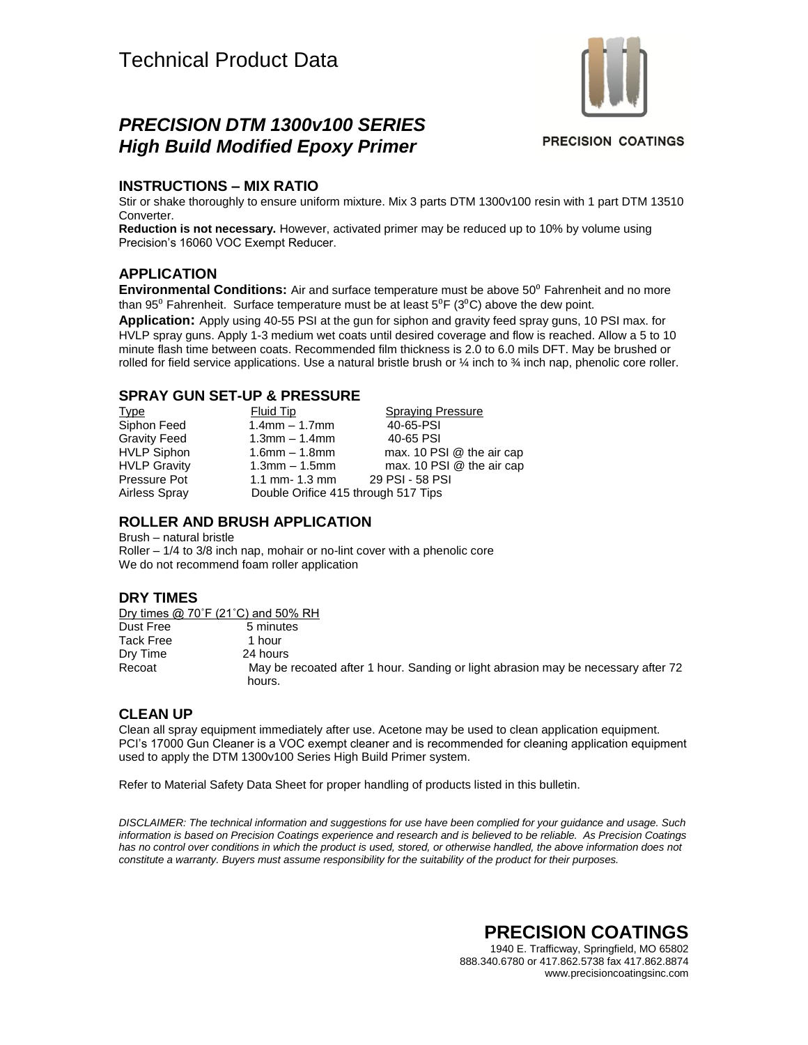# Technical Product Data

## *PRECISION DTM 1300v100 SERIES*
## *High Build Modified Epoxy Primer*

PRECISION COATINGS

### INSTRUCTIONS – MIX RATIO

Stir or shake thoroughly to ensure uniform mixture. Mix 3 parts DTM 1300v100 resin with 1 part DTM 13510 Converter.

**Reduction is not necessary.** However, activated primer may be reduced up to 10% by volume using Precision's 16060 VOC Exempt Reducer.

### APPLICATION

**Environmental Conditions:** Air and surface temperature must be above 50° Fahrenheit and no more than 95° Fahrenheit. Surface temperature must be at least 5°F (3°C) above the dew point.

**Application:** Apply using 40-55 PSI at the gun for siphon and gravity feed spray guns, 10 PSI max. for HVLP spray guns. Apply 1-3 medium wet coats until desired coverage and flow is reached. Allow a 5 to 10 minute flash time between coats. Recommended film thickness is 2.0 to 6.0 mils DFT. May be brushed or rolled for field service applications. Use a natural bristle brush or ¼ inch to ¾ inch nap, phenolic core roller.

### SPRAY GUN SET-UP & PRESSURE

| Type | Fluid Tip | Spraying Pressure |
|---|---|---|
| Siphon Feed | 1.4mm – 1.7mm | 40-65-PSI |
| Gravity Feed | 1.3mm – 1.4mm | 40-65 PSI |
| HVLP Siphon | 1.6mm – 1.8mm | max. 10 PSI @ the air cap |
| HVLP Gravity | 1.3mm – 1.5mm | max. 10 PSI @ the air cap |
| Pressure Pot | 1.1 mm- 1.3 mm | 29 PSI - 58 PSI |
| Airless Spray | Double Orifice 415 through 517 Tips | |

### ROLLER AND BRUSH APPLICATION

Brush – natural bristle
Roller – 1/4 to 3/8 inch nap, mohair or no-lint cover with a phenolic core
We do not recommend foam roller application

### DRY TIMES

Dry times @ 70˚F (21˚C) and 50% RH

| | |
|---|---|
| Dust Free | 5 minutes |
| Tack Free | 1 hour |
| Dry Time | 24 hours |
| Recoat | May be recoated after 1 hour. Sanding or light abrasion may be necessary after 72 hours. |

### CLEAN UP

Clean all spray equipment immediately after use. Acetone may be used to clean application equipment. PCI's 17000 Gun Cleaner is a VOC exempt cleaner and is recommended for cleaning application equipment used to apply the DTM 1300v100 Series High Build Primer system.

Refer to Material Safety Data Sheet for proper handling of products listed in this bulletin.

*DISCLAIMER: The technical information and suggestions for use have been complied for your guidance and usage. Such information is based on Precision Coatings experience and research and is believed to be reliable. As Precision Coatings has no control over conditions in which the product is used, stored, or otherwise handled, the above information does not constitute a warranty. Buyers must assume responsibility for the suitability of the product for their purposes.*

**PRECISION COATINGS**
1940 E. Trafficway, Springfield, MO 65802
888.340.6780 or 417.862.5738 fax 417.862.8874
www.precisioncoatingsinc.com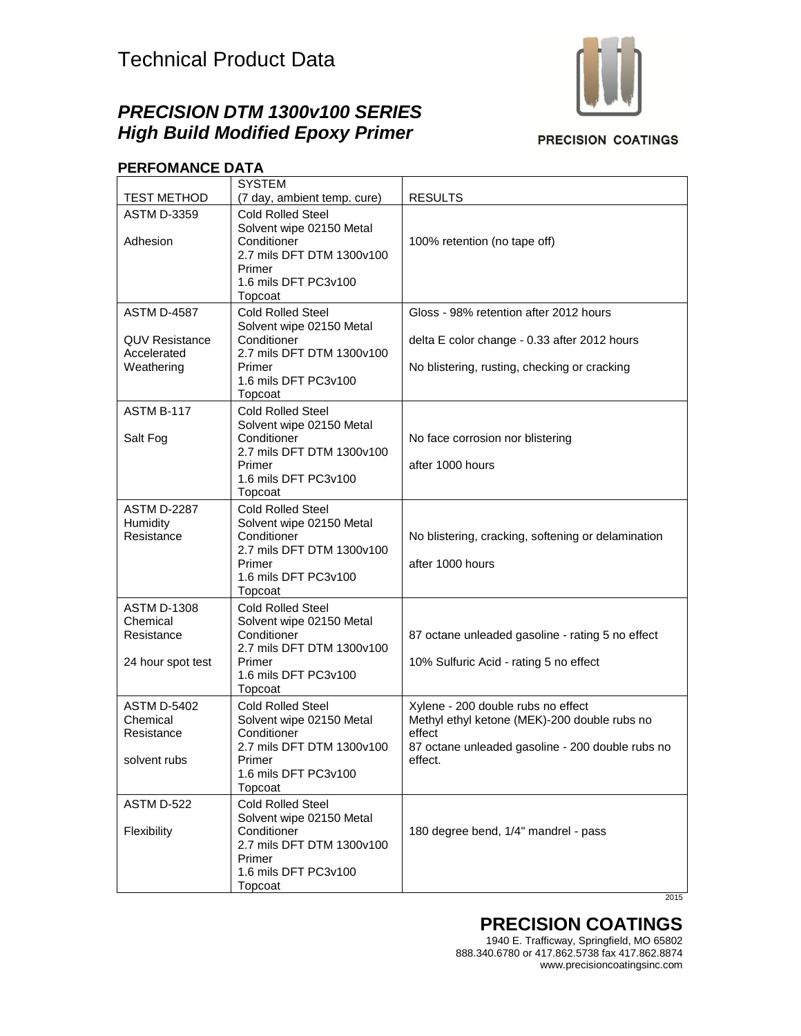Technical Product Data

***PRECISION DTM 1300v100 SERIES***
***High Build Modified Epoxy Primer***

PRECISION COATINGS

## PERFOMANCE DATA

| TEST METHOD | SYSTEM (7 day, ambient temp. cure) | RESULTS |
|---|---|---|
| ASTM D-3359<br><br>Adhesion | Cold Rolled Steel<br>Solvent wipe 02150 Metal Conditioner<br>2.7 mils DFT DTM 1300v100 Primer<br>1.6 mils DFT PC3v100 Topcoat | 100% retention (no tape off) |
| ASTM D-4587<br><br>QUV Resistance Accelerated Weathering | Cold Rolled Steel<br>Solvent wipe 02150 Metal Conditioner<br>2.7 mils DFT DTM 1300v100 Primer<br>1.6 mils DFT PC3v100 Topcoat | Gloss - 98% retention after 2012 hours<br><br>delta E color change - 0.33 after 2012 hours<br><br>No blistering, rusting, checking or cracking |
| ASTM B-117<br><br>Salt Fog | Cold Rolled Steel<br>Solvent wipe 02150 Metal Conditioner<br>2.7 mils DFT DTM 1300v100 Primer<br>1.6 mils DFT PC3v100 Topcoat | No face corrosion nor blistering<br><br>after 1000 hours |
| ASTM D-2287 Humidity Resistance | Cold Rolled Steel<br>Solvent wipe 02150 Metal Conditioner<br>2.7 mils DFT DTM 1300v100 Primer<br>1.6 mils DFT PC3v100 Topcoat | No blistering, cracking, softening or delamination<br><br>after 1000 hours |
| ASTM D-1308 Chemical Resistance<br><br>24 hour spot test | Cold Rolled Steel<br>Solvent wipe 02150 Metal Conditioner<br>2.7 mils DFT DTM 1300v100 Primer<br>1.6 mils DFT PC3v100 Topcoat | 87 octane unleaded gasoline - rating 5 no effect<br><br>10% Sulfuric Acid - rating 5 no effect |
| ASTM D-5402 Chemical Resistance<br><br>solvent rubs | Cold Rolled Steel<br>Solvent wipe 02150 Metal Conditioner<br>2.7 mils DFT DTM 1300v100 Primer<br>1.6 mils DFT PC3v100 Topcoat | Xylene - 200 double rubs no effect<br>Methyl ethyl ketone (MEK)-200 double rubs no effect<br>87 octane unleaded gasoline - 200 double rubs no effect. |
| ASTM D-522<br><br>Flexibility | Cold Rolled Steel<br>Solvent wipe 02150 Metal Conditioner<br>2.7 mils DFT DTM 1300v100 Primer<br>1.6 mils DFT PC3v100 Topcoat | 180 degree bend, 1/4" mandrel - pass |

2015

**PRECISION COATINGS**
1940 E. Trafficway, Springfield, MO 65802
888.340.6780 or 417.862.5738 fax 417.862.8874
www.precisioncoatingsinc.com